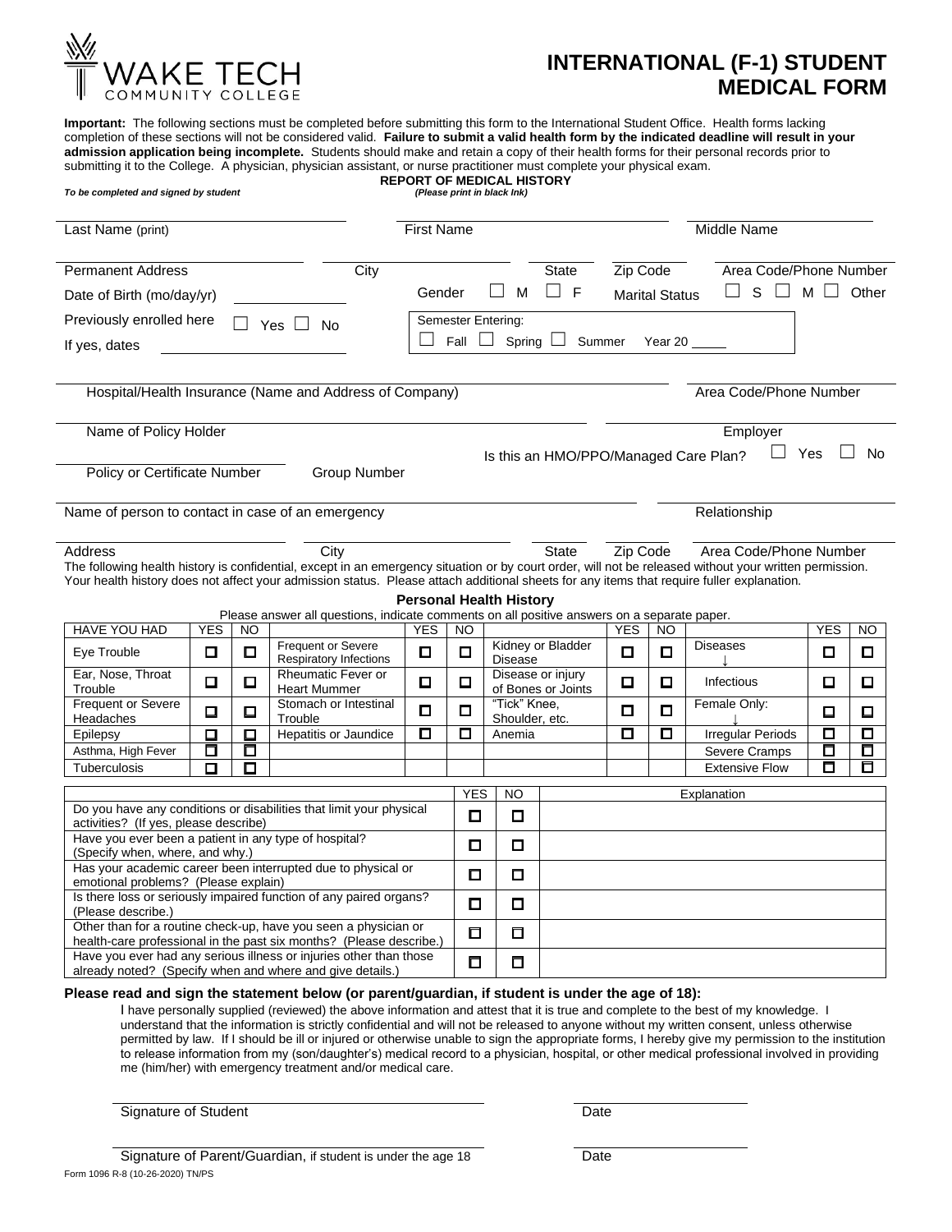WAKE TECH COMMUNITY COLLEGE

# INTERNATIONAL (F-1) STUDENT MEDICAL FORM

**Important:** The following sections must be completed before submitting this form to the International Student Office. Health forms lacking completion of these sections will not be considered valid. **Failure to submit a valid health form by the indicated deadline will result in your admission application being incomplete.** Students should make and retain a copy of their health forms for their personal records prior to submitting it to the College. A physician, physician assistant, or nurse practitioner must complete your physical exam.

## REPORT OF MEDICAL HISTORY

***To be completed and signed by student*** ***(Please print in black Ink)***

Last Name (print) ____________________ First Name ____________________ Middle Name ____________________

Permanent Address ____________ City ____________ State ______ Zip Code ______ Area Code/Phone Number ____________

Date of Birth (mo/day/yr) ____________ Gender ☐ M ☐ F Marital Status ☐ S ☐ M ☐ Other

Previously enrolled here ☐ Yes ☐ No Semester Entering: ☐ Fall ☐ Spring ☐ Summer Year 20 _____

If yes, dates ____________

Hospital/Health Insurance (Name and Address of Company) ____________________ Area Code/Phone Number ____________

Name of Policy Holder ____________________ Employer ____________________

Is this an HMO/PPO/Managed Care Plan? ☐ Yes ☐ No

Policy or Certificate Number ____________ Group Number ____________

Name of person to contact in case of an emergency ____________________ Relationship ____________

Address ____________ City ____________ State ______ Zip Code ______ Area Code/Phone Number ____________

The following health history is confidential, except in an emergency situation or by court order, will not be released without your written permission. Your health history does not affect your admission status. Please attach additional sheets for any items that require fuller explanation.

### Personal Health History

Please answer all questions, indicate comments on all positive answers on a separate paper.

| HAVE YOU HAD | YES | NO | | YES | NO | | YES | NO | | YES | NO |
|---|---|---|---|---|---|---|---|---|---|---|---|
| Eye Trouble | ☐ | ☐ | Frequent or Severe Respiratory Infections | ☐ | ☐ | Kidney or Bladder Disease | ☐ | ☐ | Diseases ↓ | ☐ | ☐ |
| Ear, Nose, Throat Trouble | ☐ | ☐ | Rheumatic Fever or Heart Mummer | ☐ | ☐ | Disease or injury of Bones or Joints | ☐ | ☐ | Infectious | ☐ | ☐ |
| Frequent or Severe Headaches | ☐ | ☐ | Stomach or Intestinal Trouble | ☐ | ☐ | "Tick" Knee, Shoulder, etc. | ☐ | ☐ | Female Only: ↓ | ☐ | ☐ |
| Epilepsy | ☐ | ☐ | Hepatitis or Jaundice | ☐ | ☐ | Anemia | ☐ | ☐ | Irregular Periods | ☐ | ☐ |
| Asthma, High Fever | ☐ | ☐ | | | | | | | Severe Cramps | ☐ | ☐ |
| Tuberculosis | ☐ | ☐ | | | | | | | Extensive Flow | ☐ | ☐ |

| | YES | NO | Explanation |
|---|---|---|---|
| Do you have any conditions or disabilities that limit your physical activities? (If yes, please describe) | ☐ | ☐ | |
| Have you ever been a patient in any type of hospital? (Specify when, where, and why.) | ☐ | ☐ | |
| Has your academic career been interrupted due to physical or emotional problems? (Please explain) | ☐ | ☐ | |
| Is there loss or seriously impaired function of any paired organs? (Please describe.) | ☐ | ☐ | |
| Other than for a routine check-up, have you seen a physician or health-care professional in the past six months? (Please describe.) | ☐ | ☐ | |
| Have you ever had any serious illness or injuries other than those already noted? (Specify when and where and give details.) | ☐ | ☐ | |

**Please read and sign the statement below (or parent/guardian, if student is under the age of 18):**

I have personally supplied (reviewed) the above information and attest that it is true and complete to the best of my knowledge. I understand that the information is strictly confidential and will not be released to anyone without my written consent, unless otherwise permitted by law. If I should be ill or injured or otherwise unable to sign the appropriate forms, I hereby give my permission to the institution to release information from my (son/daughter's) medical record to a physician, hospital, or other medical professional involved in providing me (him/her) with emergency treatment and/or medical care.

Signature of Student ____________________ Date ____________

Signature of Parent/Guardian, if student is under the age 18 ____________________ Date ____________

Form 1096 R-8 (10-26-2020) TN/PS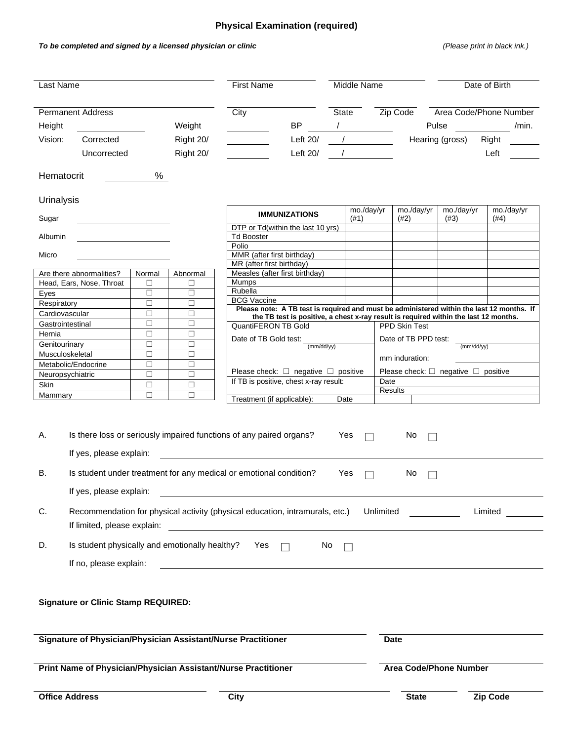# Physical Examination (required)

***To be completed and signed by a licensed physician or clinic*** *(Please print in black ink.)*

Last Name _______________ First Name _______________ Middle Name _______________ Date of Birth _______________

Permanent Address _______________ City _______________ State _______ Zip Code _______ Area Code/Phone Number _______________

Height __________ Weight __________ BP ____/____ Pulse __________ /min.

Vision: Corrected Right 20/ ______ Left 20/ ____/____ Hearing (gross) Right ______

Uncorrected Right 20/ ______ Left 20/ ____/____ Left ______

Hematocrit __________ %

Urinalysis

Sugar _______________

Albumin _______________

Micro _______________

| Are there abnormalities? | Normal | Abnormal |
|---|---|---|
| Head, Ears, Nose, Throat | ☐ | ☐ |
| Eyes | ☐ | ☐ |
| Respiratory | ☐ | ☐ |
| Cardiovascular | ☐ | ☐ |
| Gastrointestinal | ☐ | ☐ |
| Hernia | ☐ | ☐ |
| Genitourinary | ☐ | ☐ |
| Musculoskeletal | ☐ | ☐ |
| Metabolic/Endocrine | ☐ | ☐ |
| Neuropsychiatric | ☐ | ☐ |
| Skin | ☐ | ☐ |
| Mammary | ☐ | ☐ |

| **IMMUNIZATIONS** | mo./day/yr (#1) | mo./day/yr (#2) | mo./day/yr (#3) | mo./day/yr (#4) |
|---|---|---|---|---|
| DTP or Td(within the last 10 yrs) | | | | |
| Td Booster | | | | |
| Polio | | | | |
| MMR (after first birthday) | | | | |
| MR (after first birthday) | | | | |
| Measles (after first birthday) | | | | |
| Mumps | | | | |
| Rubella | | | | |
| BCG Vaccine | | | | |

**Please note: A TB test is required and must be administered within the last 12 months. If the TB test is positive, a chest x-ray result is required within the last 12 months.**

| QuantiFERON TB Gold | PPD Skin Test |
|---|---|
| Date of TB Gold test: ________ (mm/dd/yy) | Date of TB PPD test: ________ (mm/dd/yy) |
| | mm induration: ________ |
| Please check: ☐ negative ☐ positive | Please check: ☐ negative ☐ positive |
| If TB is positive, chest x-ray result: | Date |
| | Results |
| Treatment (if applicable): Date | |

A. Is there loss or seriously impaired functions of any paired organs? Yes ☐ No ☐

If yes, please explain: _______________________________________________

B. Is student under treatment for any medical or emotional condition? Yes ☐ No ☐

If yes, please explain: _______________________________________________

C. Recommendation for physical activity (physical education, intramurals, etc.) Unlimited __________ Limited __________

If limited, please explain: _______________________________________________

D. Is student physically and emotionally healthy? Yes ☐ No ☐

If no, please explain: _______________________________________________

**Signature or Clinic Stamp REQUIRED:**

______________________________________________ _______________
**Signature of Physician/Physician Assistant/Nurse Practitioner** **Date**

______________________________________________ _______________
**Print Name of Physician/Physician Assistant/Nurse Practitioner** **Area Code/Phone Number**

_______________ _______________ _______ _______
**Office Address** **City** **State** **Zip Code**